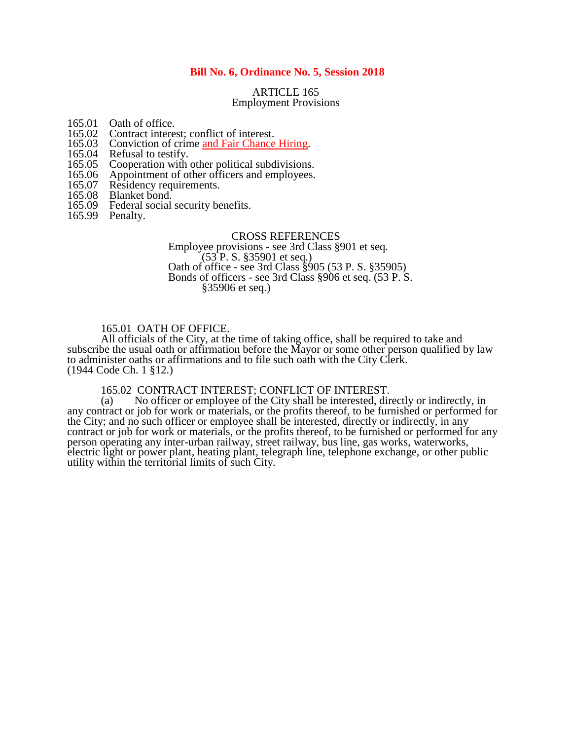**Bill No. 6, Ordinance No. 5, Session 2018**

# ARTICLE 165
## Employment Provisions

165.01 Oath of office.
165.02 Contract interest; conflict of interest.
165.03 Conviction of crime and Fair Chance Hiring.
165.04 Refusal to testify.
165.05 Cooperation with other political subdivisions.
165.06 Appointment of other officers and employees.
165.07 Residency requirements.
165.08 Blanket bond.
165.09 Federal social security benefits.
165.99 Penalty.

CROSS REFERENCES
Employee provisions - see 3rd Class §901 et seq. (53 P. S. §35901 et seq.)
Oath of office - see 3rd Class §905 (53 P. S. §35905)
Bonds of officers - see 3rd Class §906 et seq. (53 P. S. §35906 et seq.)

### 165.01 OATH OF OFFICE.

All officials of the City, at the time of taking office, shall be required to take and subscribe the usual oath or affirmation before the Mayor or some other person qualified by law to administer oaths or affirmations and to file such oath with the City Clerk.
(1944 Code Ch. 1 §12.)

### 165.02 CONTRACT INTEREST; CONFLICT OF INTEREST.

(a) No officer or employee of the City shall be interested, directly or indirectly, in any contract or job for work or materials, or the profits thereof, to be furnished or performed for the City; and no such officer or employee shall be interested, directly or indirectly, in any contract or job for work or materials, or the profits thereof, to be furnished or performed for any person operating any inter-urban railway, street railway, bus line, gas works, waterworks, electric light or power plant, heating plant, telegraph line, telephone exchange, or other public utility within the territorial limits of such City.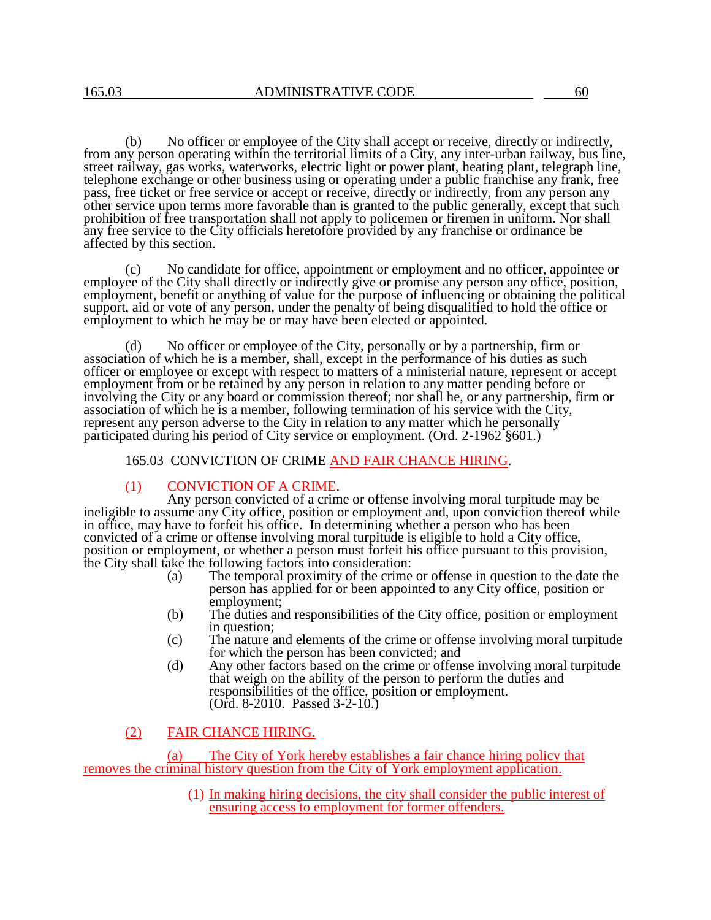(b) No officer or employee of the City shall accept or receive, directly or indirectly, from any person operating within the territorial limits of a City, any inter-urban railway, bus line, street railway, gas works, waterworks, electric light or power plant, heating plant, telegraph line, telephone exchange or other business using or operating under a public franchise any frank, free pass, free ticket or free service or accept or receive, directly or indirectly, from any person any other service upon terms more favorable than is granted to the public generally, except that such prohibition of free transportation shall not apply to policemen or firemen in uniform. Nor shall any free service to the City officials heretofore provided by any franchise or ordinance be affected by this section.

(c) No candidate for office, appointment or employment and no officer, appointee or employee of the City shall directly or indirectly give or promise any person any office, position, employment, benefit or anything of value for the purpose of influencing or obtaining the political support, aid or vote of any person, under the penalty of being disqualified to hold the office or employment to which he may be or may have been elected or appointed.

(d) No officer or employee of the City, personally or by a partnership, firm or association of which he is a member, shall, except in the performance of his duties as such officer or employee or except with respect to matters of a ministerial nature, represent or accept employment from or be retained by any person in relation to any matter pending before or involving the City or any board or commission thereof; nor shall he, or any partnership, firm or association of which he is a member, following termination of his service with the City, represent any person adverse to the City in relation to any matter which he personally participated during his period of City service or employment. (Ord. 2-1962 §601.)

165.03 CONVICTION OF CRIME AND FAIR CHANCE HIRING.

(1) CONVICTION OF A CRIME.

Any person convicted of a crime or offense involving moral turpitude may be ineligible to assume any City office, position or employment and, upon conviction thereof while in office, may have to forfeit his office. In determining whether a person who has been convicted of a crime or offense involving moral turpitude is eligible to hold a City office, position or employment, or whether a person must forfeit his office pursuant to this provision, the City shall take the following factors into consideration:

(a) The temporal proximity of the crime or offense in question to the date the person has applied for or been appointed to any City office, position or employment;

(b) The duties and responsibilities of the City office, position or employment in question;

(c) The nature and elements of the crime or offense involving moral turpitude for which the person has been convicted; and

(d) Any other factors based on the crime or offense involving moral turpitude that weigh on the ability of the person to perform the duties and responsibilities of the office, position or employment. (Ord. 8-2010. Passed 3-2-10.)

(2) FAIR CHANCE HIRING.

(a) The City of York hereby establishes a fair chance hiring policy that removes the criminal history question from the City of York employment application.

(1) In making hiring decisions, the city shall consider the public interest of ensuring access to employment for former offenders.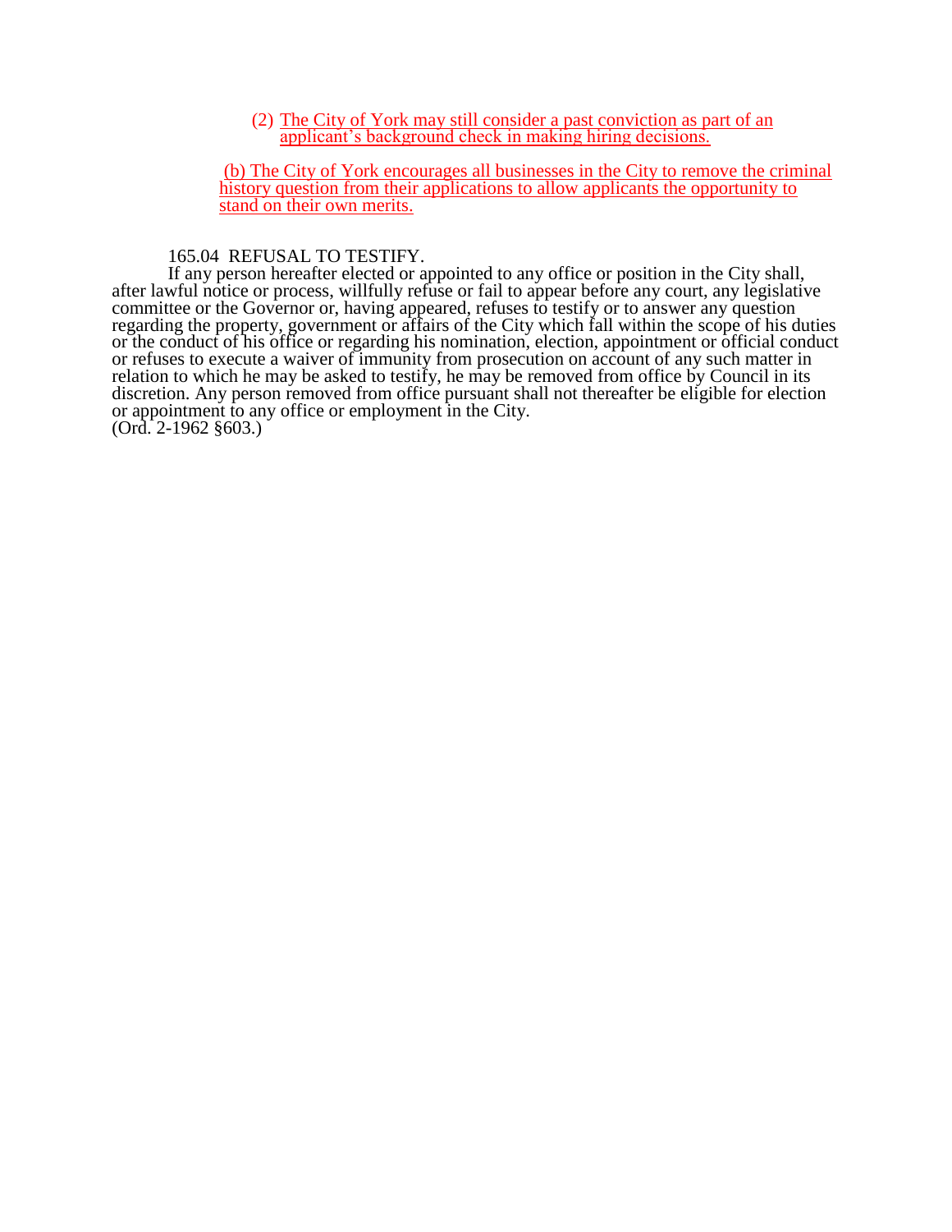(2) The City of York may still consider a past conviction as part of an applicant's background check in making hiring decisions.

(b) The City of York encourages all businesses in the City to remove the criminal history question from their applications to allow applicants the opportunity to stand on their own merits.

165.04 REFUSAL TO TESTIFY.

If any person hereafter elected or appointed to any office or position in the City shall, after lawful notice or process, willfully refuse or fail to appear before any court, any legislative committee or the Governor or, having appeared, refuses to testify or to answer any question regarding the property, government or affairs of the City which fall within the scope of his duties or the conduct of his office or regarding his nomination, election, appointment or official conduct or refuses to execute a waiver of immunity from prosecution on account of any such matter in relation to which he may be asked to testify, he may be removed from office by Council in its discretion. Any person removed from office pursuant shall not thereafter be eligible for election or appointment to any office or employment in the City.
(Ord. 2-1962 §603.)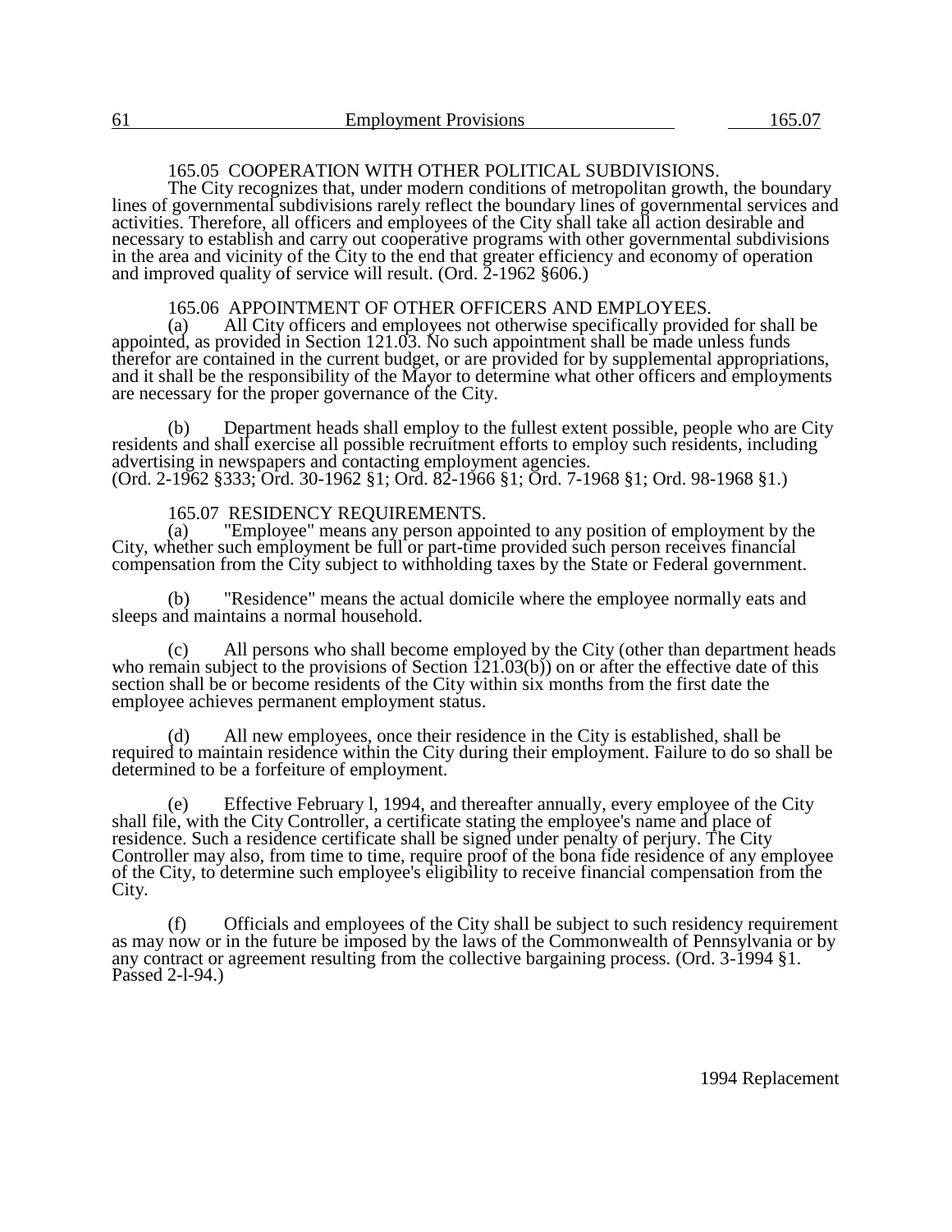### 165.05 COOPERATION WITH OTHER POLITICAL SUBDIVISIONS.

The City recognizes that, under modern conditions of metropolitan growth, the boundary lines of governmental subdivisions rarely reflect the boundary lines of governmental services and activities. Therefore, all officers and employees of the City shall take all action desirable and necessary to establish and carry out cooperative programs with other governmental subdivisions in the area and vicinity of the City to the end that greater efficiency and economy of operation and improved quality of service will result. (Ord. 2-1962 §606.)

### 165.06 APPOINTMENT OF OTHER OFFICERS AND EMPLOYEES.

(a) All City officers and employees not otherwise specifically provided for shall be appointed, as provided in Section 121.03. No such appointment shall be made unless funds therefor are contained in the current budget, or are provided for by supplemental appropriations, and it shall be the responsibility of the Mayor to determine what other officers and employments are necessary for the proper governance of the City.

(b) Department heads shall employ to the fullest extent possible, people who are City residents and shall exercise all possible recruitment efforts to employ such residents, including advertising in newspapers and contacting employment agencies.
(Ord. 2-1962 §333; Ord. 30-1962 §1; Ord. 82-1966 §1; Ord. 7-1968 §1; Ord. 98-1968 §1.)

### 165.07 RESIDENCY REQUIREMENTS.

(a) "Employee" means any person appointed to any position of employment by the City, whether such employment be full or part-time provided such person receives financial compensation from the City subject to withholding taxes by the State or Federal government.

(b) "Residence" means the actual domicile where the employee normally eats and sleeps and maintains a normal household.

(c) All persons who shall become employed by the City (other than department heads who remain subject to the provisions of Section 121.03(b)) on or after the effective date of this section shall be or become residents of the City within six months from the first date the employee achieves permanent employment status.

(d) All new employees, once their residence in the City is established, shall be required to maintain residence within the City during their employment. Failure to do so shall be determined to be a forfeiture of employment.

(e) Effective February l, 1994, and thereafter annually, every employee of the City shall file, with the City Controller, a certificate stating the employee's name and place of residence. Such a residence certificate shall be signed under penalty of perjury. The City Controller may also, from time to time, require proof of the bona fide residence of any employee of the City, to determine such employee's eligibility to receive financial compensation from the City.

(f) Officials and employees of the City shall be subject to such residency requirement as may now or in the future be imposed by the laws of the Commonwealth of Pennsylvania or by any contract or agreement resulting from the collective bargaining process. (Ord. 3-1994 §1. Passed 2-l-94.)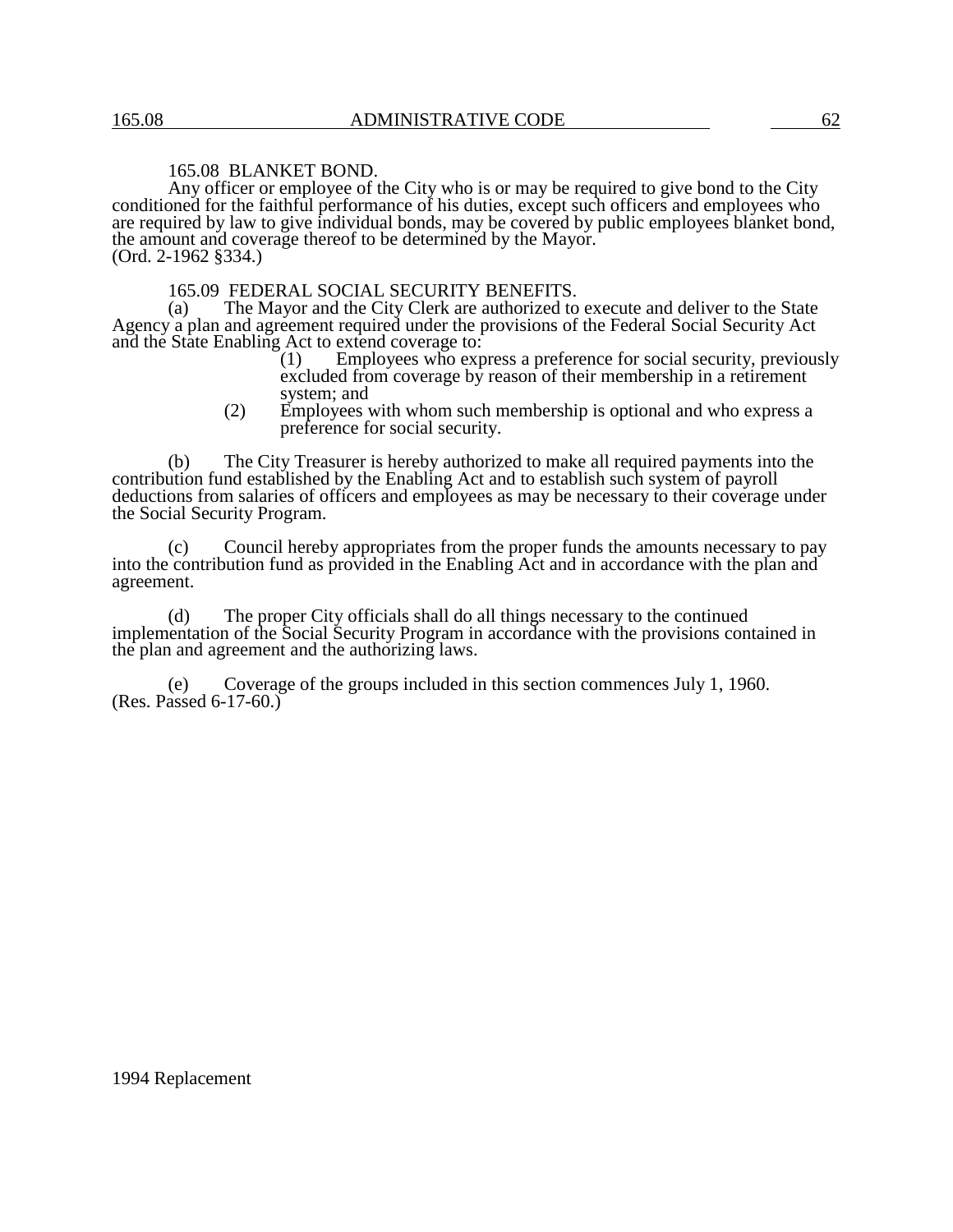165.08 BLANKET BOND.

Any officer or employee of the City who is or may be required to give bond to the City conditioned for the faithful performance of his duties, except such officers and employees who are required by law to give individual bonds, may be covered by public employees blanket bond, the amount and coverage thereof to be determined by the Mayor.
(Ord. 2-1962 §334.)

165.09 FEDERAL SOCIAL SECURITY BENEFITS.

(a) The Mayor and the City Clerk are authorized to execute and deliver to the State Agency a plan and agreement required under the provisions of the Federal Social Security Act and the State Enabling Act to extend coverage to:

(1) Employees who express a preference for social security, previously excluded from coverage by reason of their membership in a retirement system; and

(2) Employees with whom such membership is optional and who express a preference for social security.

(b) The City Treasurer is hereby authorized to make all required payments into the contribution fund established by the Enabling Act and to establish such system of payroll deductions from salaries of officers and employees as may be necessary to their coverage under the Social Security Program.

(c) Council hereby appropriates from the proper funds the amounts necessary to pay into the contribution fund as provided in the Enabling Act and in accordance with the plan and agreement.

(d) The proper City officials shall do all things necessary to the continued implementation of the Social Security Program in accordance with the provisions contained in the plan and agreement and the authorizing laws.

(e) Coverage of the groups included in this section commences July 1, 1960.
(Res. Passed 6-17-60.)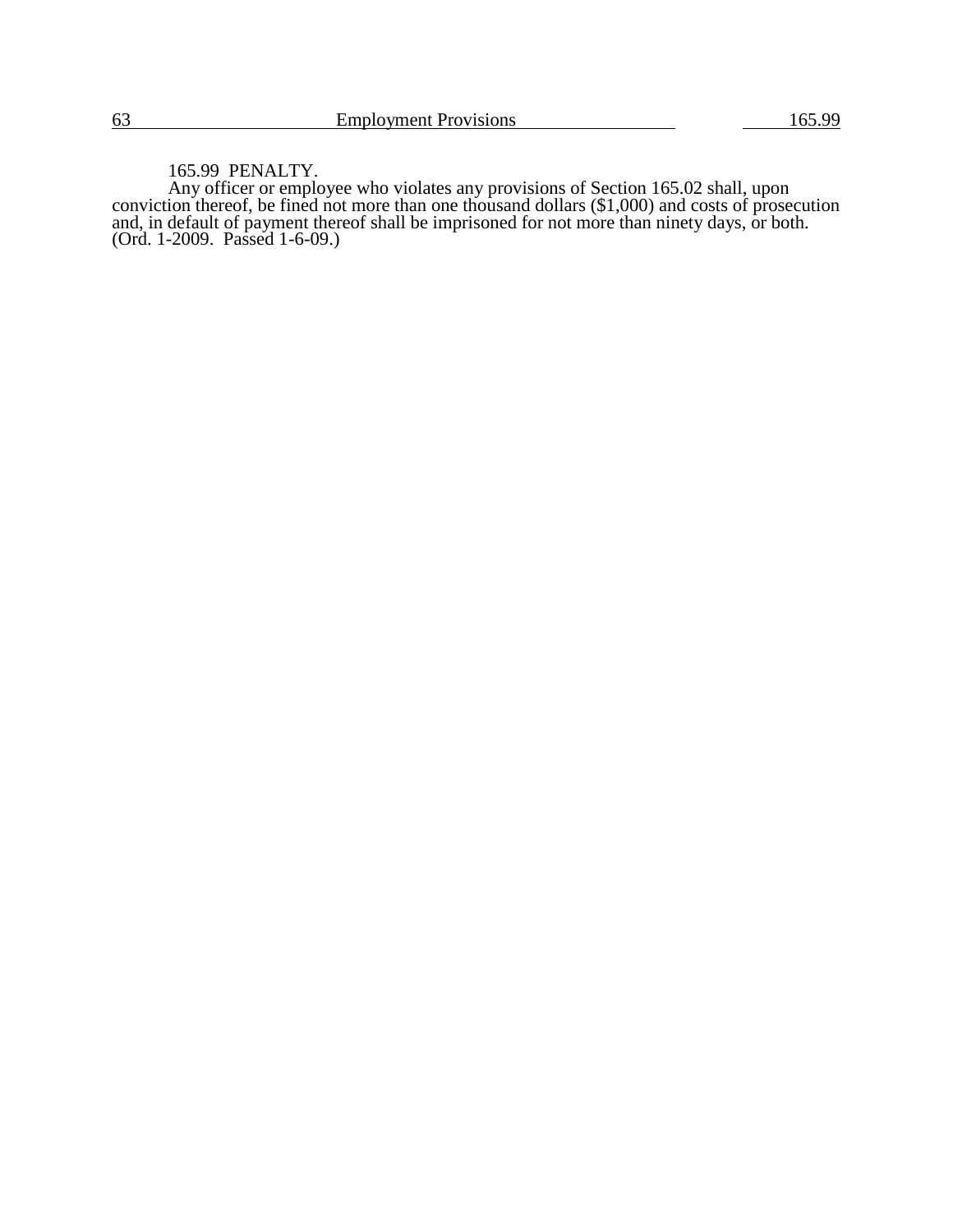165.99 PENALTY.

Any officer or employee who violates any provisions of Section 165.02 shall, upon conviction thereof, be fined not more than one thousand dollars ($1,000) and costs of prosecution and, in default of payment thereof shall be imprisoned for not more than ninety days, or both. (Ord. 1-2009. Passed 1-6-09.)